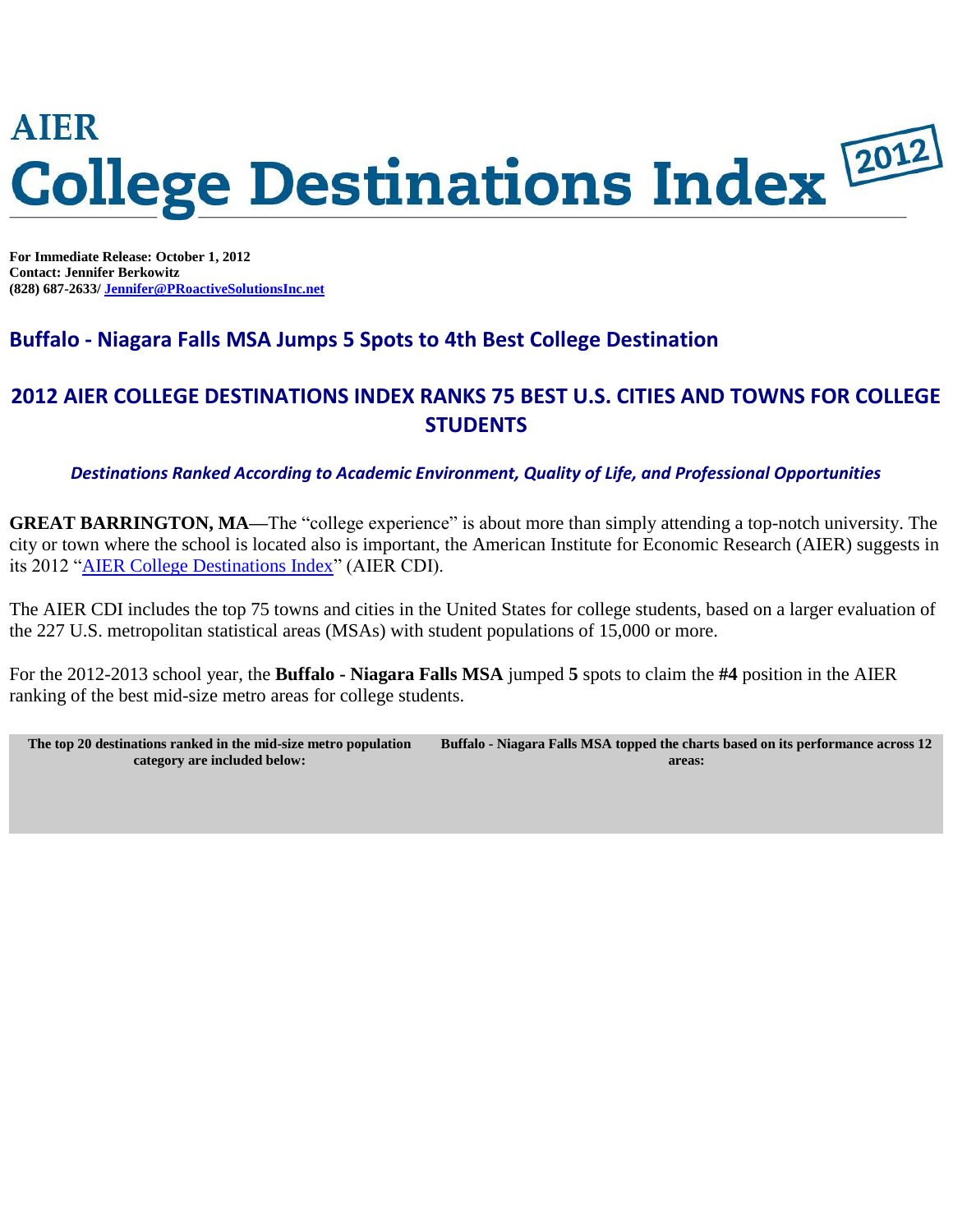# AIER College Destinations Index 2012

**For Immediate Release: October 1, 2012**
**Contact: Jennifer Berkowitz**
**(828) 687-2633/ [Jennifer@PRoactiveSolutionsInc.net](mailto:Jennifer@PRoactiveSolutionsInc.net)**

## Buffalo - Niagara Falls MSA Jumps 5 Spots to 4th Best College Destination

## 2012 AIER COLLEGE DESTINATIONS INDEX RANKS 75 BEST U.S. CITIES AND TOWNS FOR COLLEGE STUDENTS

***Destinations Ranked According to Academic Environment, Quality of Life, and Professional Opportunities***

**GREAT BARRINGTON, MA—**The "college experience" is about more than simply attending a top-notch university. The city or town where the school is located also is important, the American Institute for Economic Research (AIER) suggests in its 2012 "AIER College Destinations Index" (AIER CDI).

The AIER CDI includes the top 75 towns and cities in the United States for college students, based on a larger evaluation of the 227 U.S. metropolitan statistical areas (MSAs) with student populations of 15,000 or more.

For the 2012-2013 school year, the **Buffalo - Niagara Falls MSA** jumped **5** spots to claim the **#4** position in the AIER ranking of the best mid-size metro areas for college students.

| The top 20 destinations ranked in the mid-size metro population category are included below: | Buffalo - Niagara Falls MSA topped the charts based on its performance across 12 areas: |
|---|---|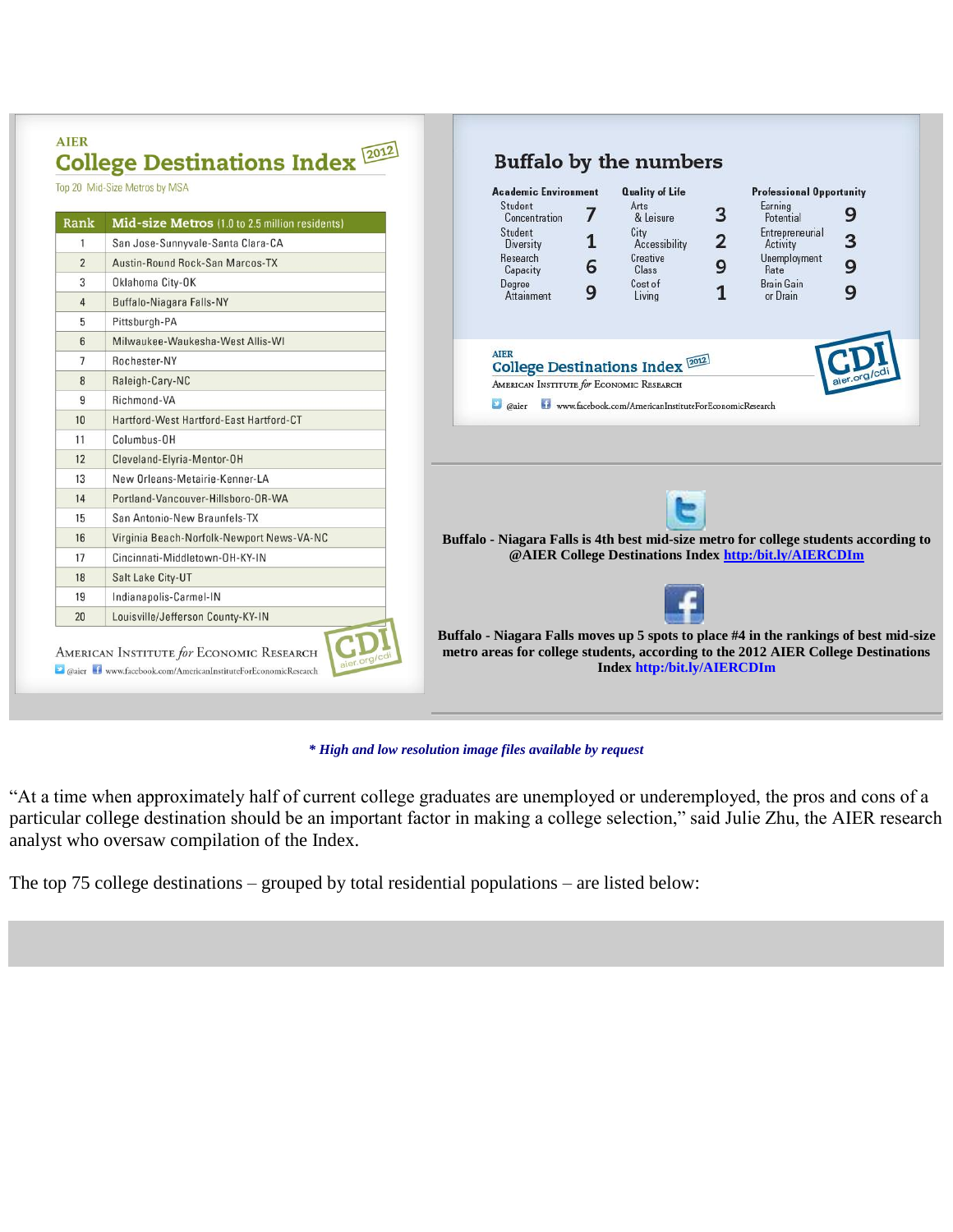AIER

## College Destinations Index 2012

Top 20 Mid-Size Metros by MSA

| Rank | Mid-size Metros (1.0 to 2.5 million residents) |
|---|---|
| 1 | San Jose-Sunnyvale-Santa Clara-CA |
| 2 | Austin-Round Rock-San Marcos-TX |
| 3 | Oklahoma City-OK |
| 4 | Buffalo-Niagara Falls-NY |
| 5 | Pittsburgh-PA |
| 6 | Milwaukee-Waukesha-West Allis-WI |
| 7 | Rochester-NY |
| 8 | Raleigh-Cary-NC |
| 9 | Richmond-VA |
| 10 | Hartford-West Hartford-East Hartford-CT |
| 11 | Columbus-OH |
| 12 | Cleveland-Elyria-Mentor-OH |
| 13 | New Orleans-Metairie-Kenner-LA |
| 14 | Portland-Vancouver-Hillsboro-OR-WA |
| 15 | San Antonio-New Braunfels-TX |
| 16 | Virginia Beach-Norfolk-Newport News-VA-NC |
| 17 | Cincinnati-Middletown-OH-KY-IN |
| 18 | Salt Lake City-UT |
| 19 | Indianapolis-Carmel-IN |
| 20 | Louisville/Jefferson County-KY-IN |

American Institute for Economic Research — CDI aier.org/cdi

@aier www.facebook.com/AmericanInstituteForEconomicResearch

## Buffalo by the numbers

| Academic Environment | | Quality of Life | | Professional Opportunity | |
|---|---|---|---|---|---|
| Student Concentration | 7 | Arts & Leisure | 3 | Earning Potential | 9 |
| Student Diversity | 1 | City Accessibility | 2 | Entrepreneurial Activity | 3 |
| Research Capacity | 6 | Creative Class | 9 | Unemployment Rate | 9 |
| Degree Attainment | 9 | Cost of Living | 1 | Brain Gain or Drain | 9 |

AIER College Destinations Index 2012 — American Institute for Economic Research — CDI aier.org/cdi

@aier www.facebook.com/AmericanInstituteForEconomicResearch

**Buffalo - Niagara Falls is 4th best mid-size metro for college students according to @AIER College Destinations Index http:/bit.ly/AIERCDIm**

**Buffalo - Niagara Falls moves up 5 spots to place #4 in the rankings of best mid-size metro areas for college students, according to the 2012 AIER College Destinations Index http:/bit.ly/AIERCDIm**

***\* High and low resolution image files available by request***

"At a time when approximately half of current college graduates are unemployed or underemployed, the pros and cons of a particular college destination should be an important factor in making a college selection," said Julie Zhu, the AIER research analyst who oversaw compilation of the Index.

The top 75 college destinations – grouped by total residential populations – are listed below: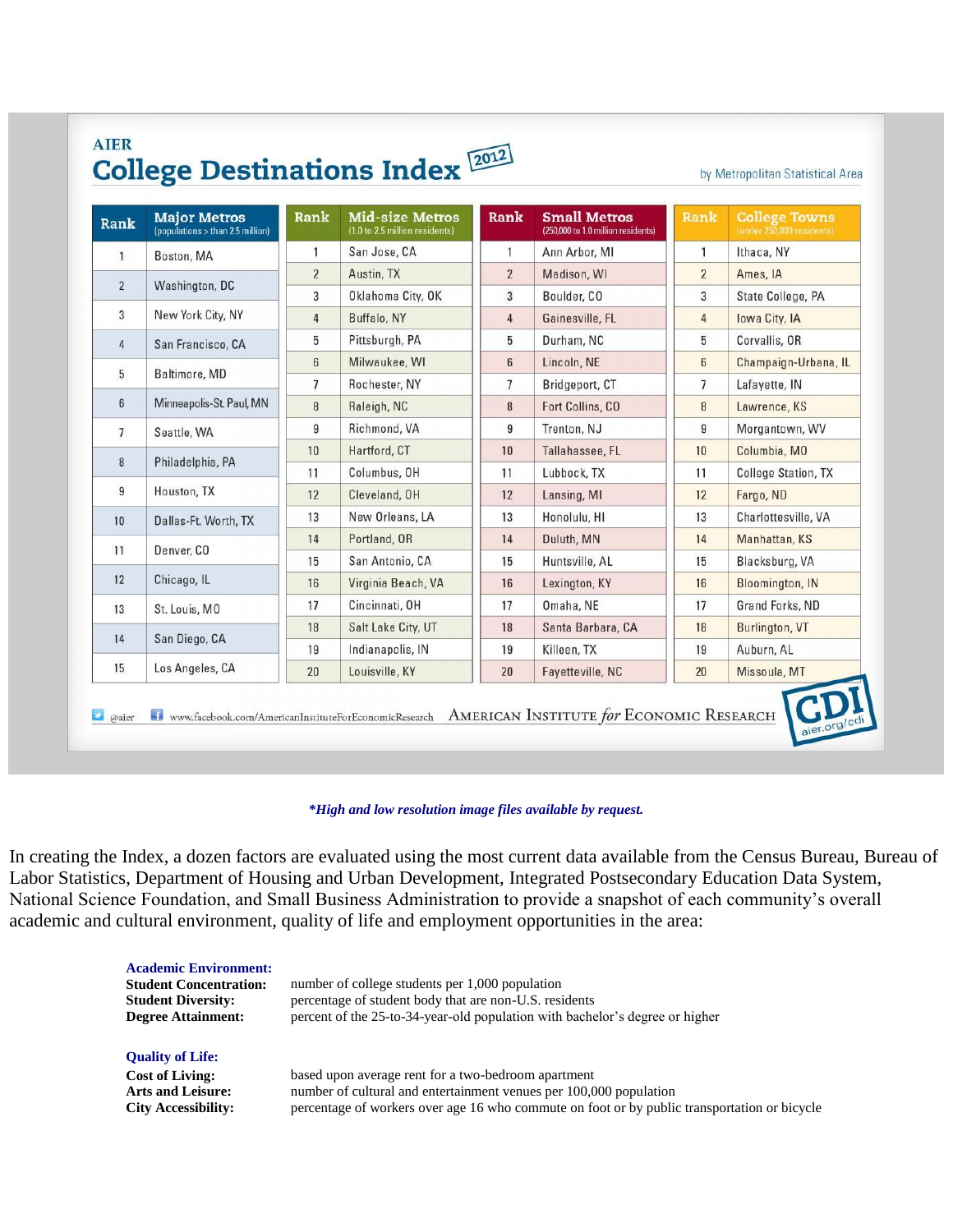AIER
# College Destinations Index 2012

by Metropolitan Statistical Area

| Rank | Major Metros (populations > than 2.5 million) | Rank | Mid-size Metros (1.0 to 2.5 million residents) | Rank | Small Metros (250,000 to 1.0 million residents) | Rank | College Towns (under 250,000 residents) |
|---|---|---|---|---|---|---|---|
| 1 | Boston, MA | 1 | San Jose, CA | 1 | Ann Arbor, MI | 1 | Ithaca, NY |
| 2 | Washington, DC | 2 | Austin, TX | 2 | Madison, WI | 2 | Ames, IA |
| 3 | New York City, NY | 3 | Oklahoma City, OK | 3 | Boulder, CO | 3 | State College, PA |
| 4 | San Francisco, CA | 4 | Buffalo, NY | 4 | Gainesville, FL | 4 | Iowa City, IA |
| 5 | Baltimore, MD | 5 | Pittsburgh, PA | 5 | Durham, NC | 5 | Corvallis, OR |
| 6 | Minneapolis-St. Paul, MN | 6 | Milwaukee, WI | 6 | Lincoln, NE | 6 | Champaign-Urbana, IL |
| 7 | Seattle, WA | 7 | Rochester, NY | 7 | Bridgeport, CT | 7 | Lafayette, IN |
| 8 | Philadelphia, PA | 8 | Raleigh, NC | 8 | Fort Collins, CO | 8 | Lawrence, KS |
| 9 | Houston, TX | 9 | Richmond, VA | 9 | Trenton, NJ | 9 | Morgantown, WV |
| 10 | Dallas-Ft. Worth, TX | 10 | Hartford, CT | 10 | Tallahassee, FL | 10 | Columbia, MO |
| 11 | Denver, CO | 11 | Columbus, OH | 11 | Lubbock, TX | 11 | College Station, TX |
| 12 | Chicago, IL | 12 | Cleveland, OH | 12 | Lansing, MI | 12 | Fargo, ND |
| 13 | St. Louis, MO | 13 | New Orleans, LA | 13 | Honolulu, HI | 13 | Charlottesville, VA |
| 14 | San Diego, CA | 14 | Portland, OR | 14 | Duluth, MN | 14 | Manhattan, KS |
| 15 | Los Angeles, CA | 15 | San Antonio, CA | 15 | Huntsville, AL | 15 | Blacksburg, VA |
| | | 16 | Virginia Beach, VA | 16 | Lexington, KY | 16 | Bloomington, IN |
| | | 17 | Cincinnati, OH | 17 | Omaha, NE | 17 | Grand Forks, ND |
| | | 18 | Salt Lake City, UT | 18 | Santa Barbara, CA | 18 | Burlington, VT |
| | | 19 | Indianapolis, IN | 19 | Killeen, TX | 19 | Auburn, AL |
| | | 20 | Louisville, KY | 20 | Fayetteville, NC | 20 | Missoula, MT |

@aier www.facebook.com/AmericanInstituteForEconomicResearch AMERICAN INSTITUTE *for* ECONOMIC RESEARCH CDI aier.org/cdi

***High and low resolution image files available by request.***

In creating the Index, a dozen factors are evaluated using the most current data available from the Census Bureau, Bureau of Labor Statistics, Department of Housing and Urban Development, Integrated Postsecondary Education Data System, National Science Foundation, and Small Business Administration to provide a snapshot of each community's overall academic and cultural environment, quality of life and employment opportunities in the area:

**Academic Environment:**

**Student Concentration:** number of college students per 1,000 population
**Student Diversity:** percentage of student body that are non-U.S. residents
**Degree Attainment:** percent of the 25-to-34-year-old population with bachelor's degree or higher

**Quality of Life:**

**Cost of Living:** based upon average rent for a two-bedroom apartment
**Arts and Leisure:** number of cultural and entertainment venues per 100,000 population
**City Accessibility:** percentage of workers over age 16 who commute on foot or by public transportation or bicycle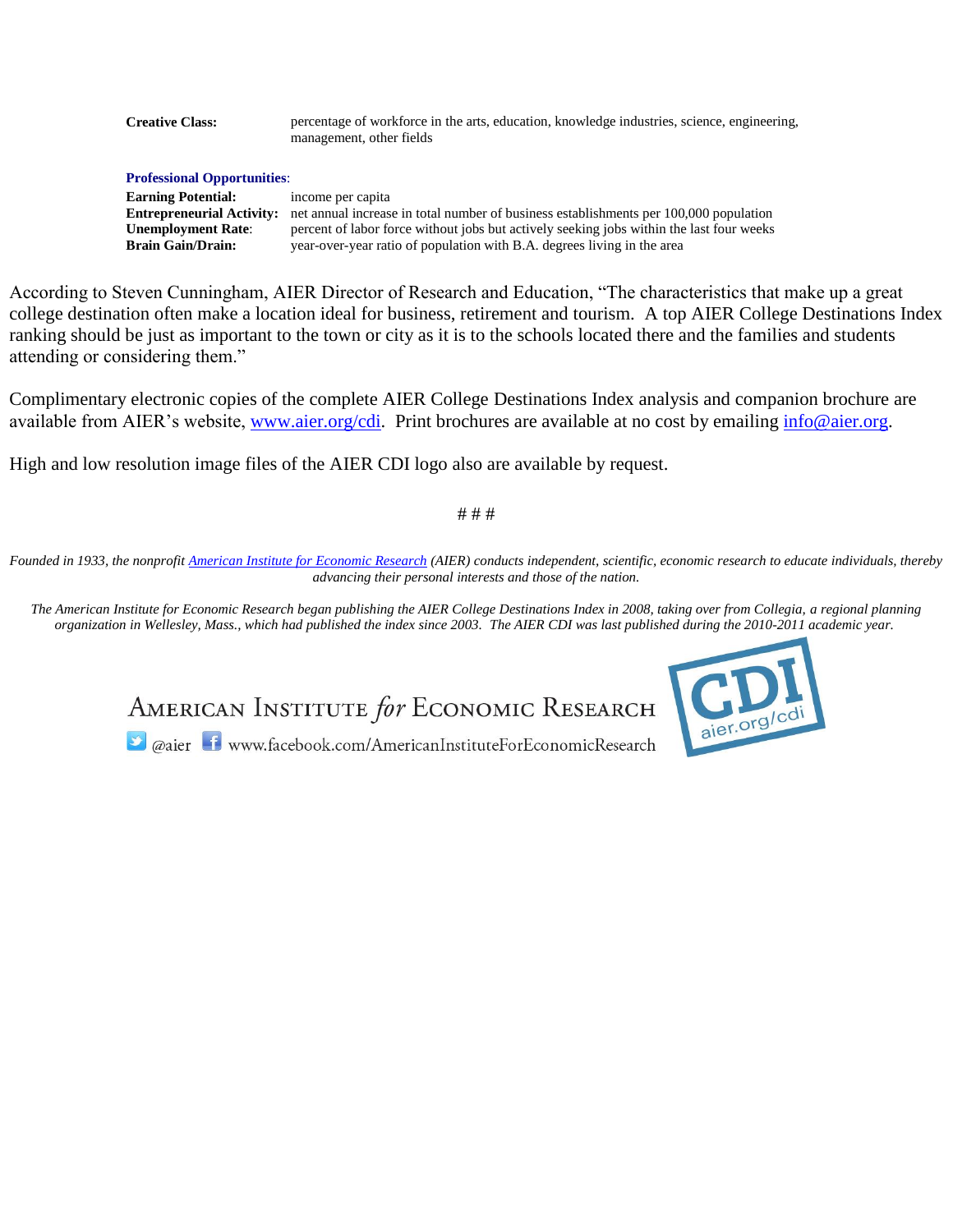| | |
|---|---|
| **Creative Class:** | percentage of workforce in the arts, education, knowledge industries, science, engineering, management, other fields |

**Professional Opportunities**:

| | |
|---|---|
| **Earning Potential:** | income per capita |
| **Entrepreneurial Activity:** | net annual increase in total number of business establishments per 100,000 population |
| **Unemployment Rate**: | percent of labor force without jobs but actively seeking jobs within the last four weeks |
| **Brain Gain/Drain:** | year-over-year ratio of population with B.A. degrees living in the area |

According to Steven Cunningham, AIER Director of Research and Education, "The characteristics that make up a great college destination often make a location ideal for business, retirement and tourism. A top AIER College Destinations Index ranking should be just as important to the town or city as it is to the schools located there and the families and students attending or considering them."

Complimentary electronic copies of the complete AIER College Destinations Index analysis and companion brochure are available from AIER's website, www.aier.org/cdi. Print brochures are available at no cost by emailing info@aier.org.

High and low resolution image files of the AIER CDI logo also are available by request.

# # #

*Founded in 1933, the nonprofit American Institute for Economic Research (AIER) conducts independent, scientific, economic research to educate individuals, thereby advancing their personal interests and those of the nation.*

*The American Institute for Economic Research began publishing the AIER College Destinations Index in 2008, taking over from Collegia, a regional planning organization in Wellesley, Mass., which had published the index since 2003. The AIER CDI was last published during the 2010-2011 academic year.*

AMERICAN INSTITUTE *for* ECONOMIC RESEARCH

@aier www.facebook.com/AmericanInstituteForEconomicResearch

CDI aier.org/cdi